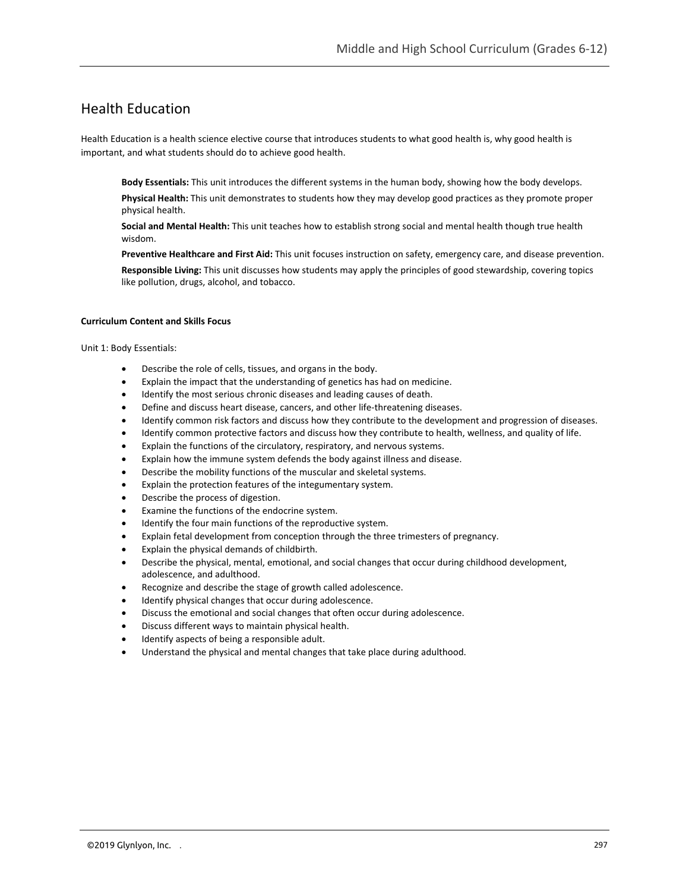# Health Education

Health Education is a health science elective course that introduces students to what good health is, why good health is important, and what students should do to achieve good health.

**Body Essentials:** This unit introduces the different systems in the human body, showing how the body develops.

**Physical Health:** This unit demonstrates to students how they may develop good practices as they promote proper physical health.

**Social and Mental Health:** This unit teaches how to establish strong social and mental health though true health wisdom.

**Preventive Healthcare and First Aid:** This unit focuses instruction on safety, emergency care, and disease prevention.

**Responsible Living:** This unit discusses how students may apply the principles of good stewardship, covering topics like pollution, drugs, alcohol, and tobacco.

### Curriculum Content and Skills Focus

Unit 1: Body Essentials:

- Describe the role of cells, tissues, and organs in the body.
- Explain the impact that the understanding of genetics has had on medicine.
- Identify the most serious chronic diseases and leading causes of death.
- Define and discuss heart disease, cancers, and other life-threatening diseases.
- Identify common risk factors and discuss how they contribute to the development and progression of diseases.
- Identify common protective factors and discuss how they contribute to health, wellness, and quality of life.
- Explain the functions of the circulatory, respiratory, and nervous systems.
- Explain how the immune system defends the body against illness and disease.
- Describe the mobility functions of the muscular and skeletal systems.
- Explain the protection features of the integumentary system.
- Describe the process of digestion.
- Examine the functions of the endocrine system.
- Identify the four main functions of the reproductive system.
- Explain fetal development from conception through the three trimesters of pregnancy.
- Explain the physical demands of childbirth.
- Describe the physical, mental, emotional, and social changes that occur during childhood development, adolescence, and adulthood.
- Recognize and describe the stage of growth called adolescence.
- Identify physical changes that occur during adolescence.
- Discuss the emotional and social changes that often occur during adolescence.
- Discuss different ways to maintain physical health.
- Identify aspects of being a responsible adult.
- Understand the physical and mental changes that take place during adulthood.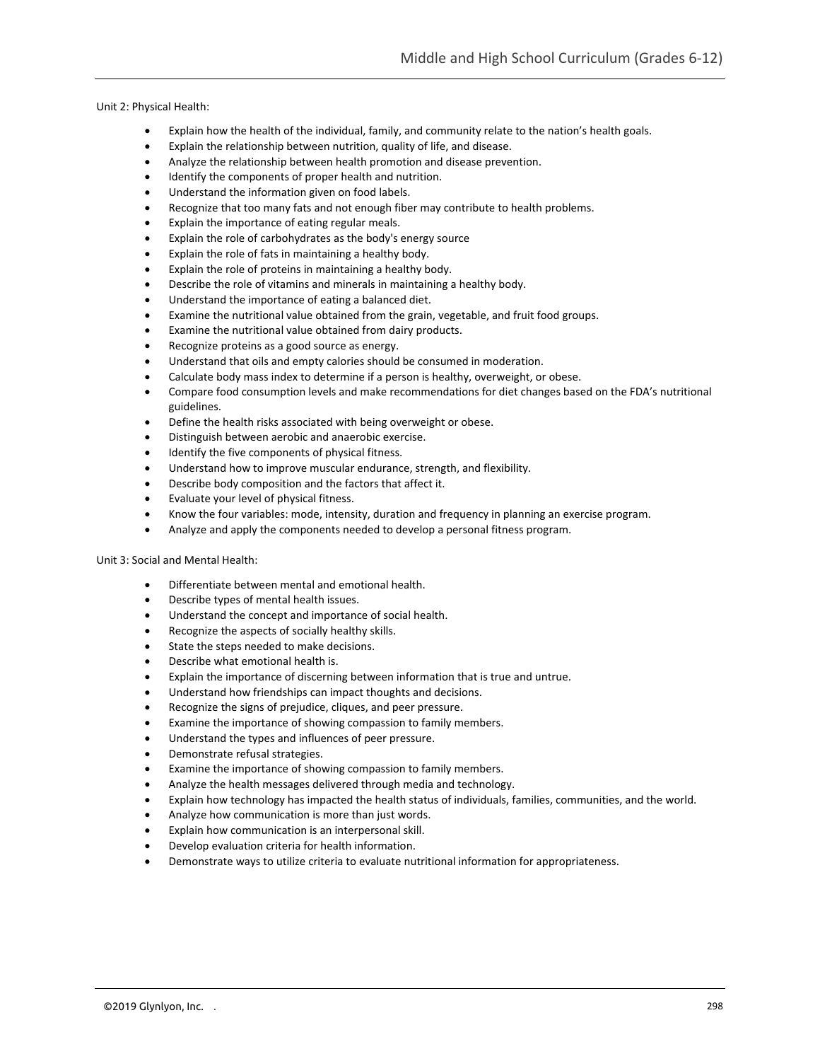Unit 2: Physical Health:

- Explain how the health of the individual, family, and community relate to the nation's health goals.
- Explain the relationship between nutrition, quality of life, and disease.
- Analyze the relationship between health promotion and disease prevention.
- Identify the components of proper health and nutrition.
- Understand the information given on food labels.
- Recognize that too many fats and not enough fiber may contribute to health problems.
- Explain the importance of eating regular meals.
- Explain the role of carbohydrates as the body's energy source
- Explain the role of fats in maintaining a healthy body.
- Explain the role of proteins in maintaining a healthy body.
- Describe the role of vitamins and minerals in maintaining a healthy body.
- Understand the importance of eating a balanced diet.
- Examine the nutritional value obtained from the grain, vegetable, and fruit food groups.
- Examine the nutritional value obtained from dairy products.
- Recognize proteins as a good source as energy.
- Understand that oils and empty calories should be consumed in moderation.
- Calculate body mass index to determine if a person is healthy, overweight, or obese.
- Compare food consumption levels and make recommendations for diet changes based on the FDA's nutritional guidelines.
- Define the health risks associated with being overweight or obese.
- Distinguish between aerobic and anaerobic exercise.
- Identify the five components of physical fitness.
- Understand how to improve muscular endurance, strength, and flexibility.
- Describe body composition and the factors that affect it.
- Evaluate your level of physical fitness.
- Know the four variables: mode, intensity, duration and frequency in planning an exercise program.
- Analyze and apply the components needed to develop a personal fitness program.

Unit 3: Social and Mental Health:

- Differentiate between mental and emotional health.
- Describe types of mental health issues.
- Understand the concept and importance of social health.
- Recognize the aspects of socially healthy skills.
- State the steps needed to make decisions.
- Describe what emotional health is.
- Explain the importance of discerning between information that is true and untrue.
- Understand how friendships can impact thoughts and decisions.
- Recognize the signs of prejudice, cliques, and peer pressure.
- Examine the importance of showing compassion to family members.
- Understand the types and influences of peer pressure.
- Demonstrate refusal strategies.
- Examine the importance of showing compassion to family members.
- Analyze the health messages delivered through media and technology.
- Explain how technology has impacted the health status of individuals, families, communities, and the world.
- Analyze how communication is more than just words.
- Explain how communication is an interpersonal skill.
- Develop evaluation criteria for health information.
- Demonstrate ways to utilize criteria to evaluate nutritional information for appropriateness.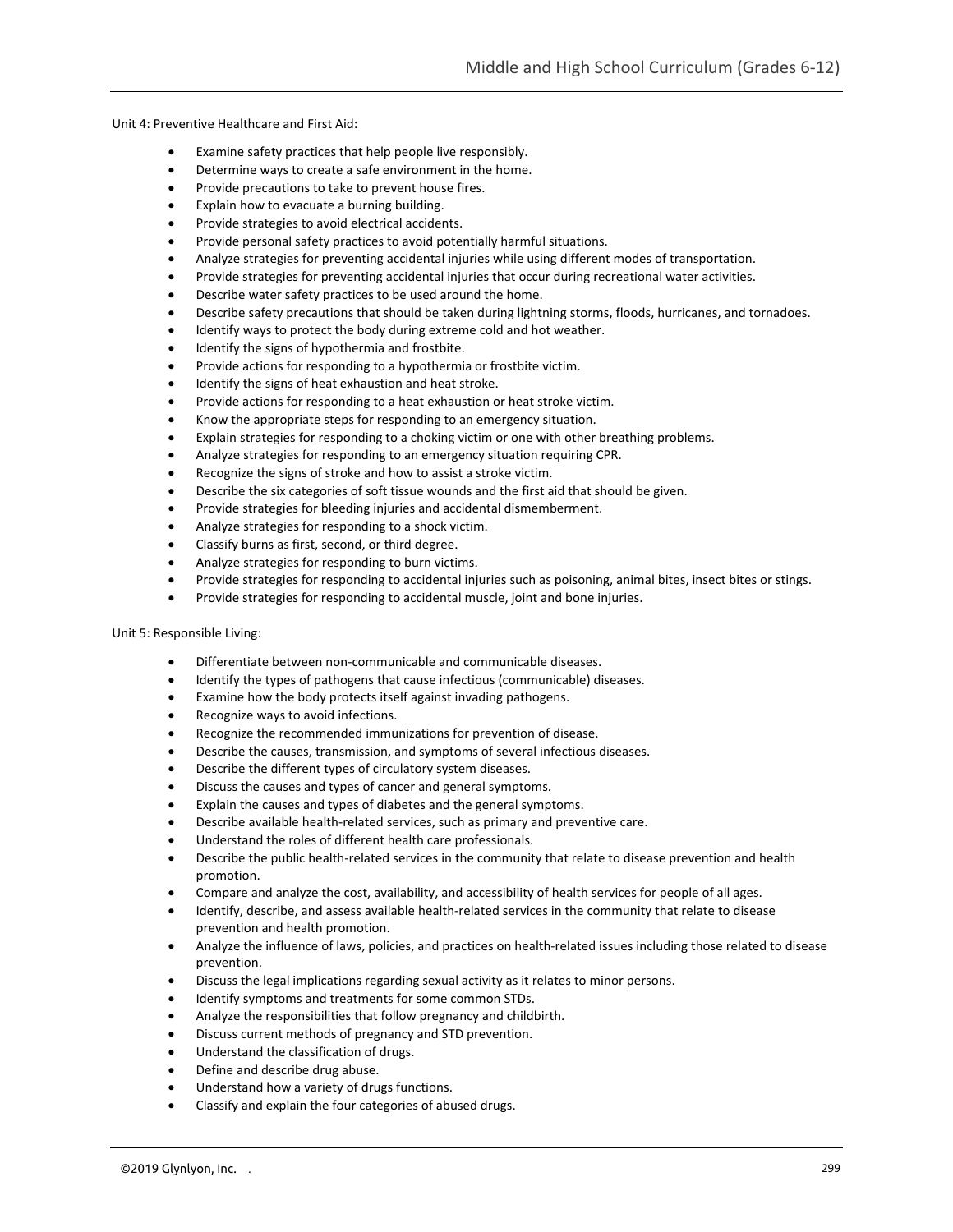Unit 4: Preventive Healthcare and First Aid:

- Examine safety practices that help people live responsibly.
- Determine ways to create a safe environment in the home.
- Provide precautions to take to prevent house fires.
- Explain how to evacuate a burning building.
- Provide strategies to avoid electrical accidents.
- Provide personal safety practices to avoid potentially harmful situations.
- Analyze strategies for preventing accidental injuries while using different modes of transportation.
- Provide strategies for preventing accidental injuries that occur during recreational water activities.
- Describe water safety practices to be used around the home.
- Describe safety precautions that should be taken during lightning storms, floods, hurricanes, and tornadoes.
- Identify ways to protect the body during extreme cold and hot weather.
- Identify the signs of hypothermia and frostbite.
- Provide actions for responding to a hypothermia or frostbite victim.
- Identify the signs of heat exhaustion and heat stroke.
- Provide actions for responding to a heat exhaustion or heat stroke victim.
- Know the appropriate steps for responding to an emergency situation.
- Explain strategies for responding to a choking victim or one with other breathing problems.
- Analyze strategies for responding to an emergency situation requiring CPR.
- Recognize the signs of stroke and how to assist a stroke victim.
- Describe the six categories of soft tissue wounds and the first aid that should be given.
- Provide strategies for bleeding injuries and accidental dismemberment.
- Analyze strategies for responding to a shock victim.
- Classify burns as first, second, or third degree.
- Analyze strategies for responding to burn victims.
- Provide strategies for responding to accidental injuries such as poisoning, animal bites, insect bites or stings.
- Provide strategies for responding to accidental muscle, joint and bone injuries.

Unit 5: Responsible Living:

- Differentiate between non-communicable and communicable diseases.
- Identify the types of pathogens that cause infectious (communicable) diseases.
- Examine how the body protects itself against invading pathogens.
- Recognize ways to avoid infections.
- Recognize the recommended immunizations for prevention of disease.
- Describe the causes, transmission, and symptoms of several infectious diseases.
- Describe the different types of circulatory system diseases.
- Discuss the causes and types of cancer and general symptoms.
- Explain the causes and types of diabetes and the general symptoms.
- Describe available health-related services, such as primary and preventive care.
- Understand the roles of different health care professionals.
- Describe the public health-related services in the community that relate to disease prevention and health promotion.
- Compare and analyze the cost, availability, and accessibility of health services for people of all ages.
- Identify, describe, and assess available health-related services in the community that relate to disease prevention and health promotion.
- Analyze the influence of laws, policies, and practices on health-related issues including those related to disease prevention.
- Discuss the legal implications regarding sexual activity as it relates to minor persons.
- Identify symptoms and treatments for some common STDs.
- Analyze the responsibilities that follow pregnancy and childbirth.
- Discuss current methods of pregnancy and STD prevention.
- Understand the classification of drugs.
- Define and describe drug abuse.
- Understand how a variety of drugs functions.
- Classify and explain the four categories of abused drugs.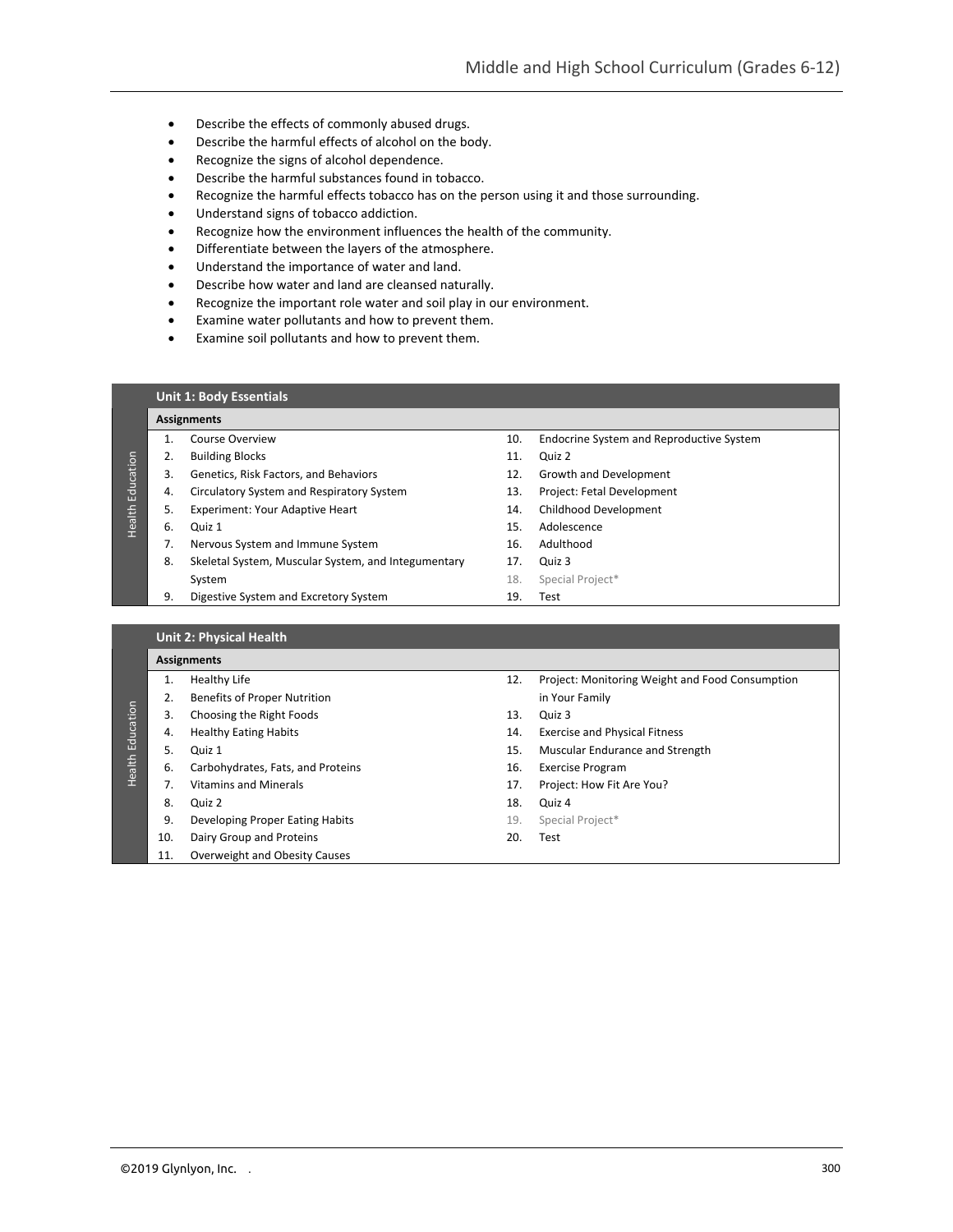- Describe the effects of commonly abused drugs.
- Describe the harmful effects of alcohol on the body.
- Recognize the signs of alcohol dependence.
- Describe the harmful substances found in tobacco.
- Recognize the harmful effects tobacco has on the person using it and those surrounding.
- Understand signs of tobacco addiction.
- Recognize how the environment influences the health of the community.
- Differentiate between the layers of the atmosphere.
- Understand the importance of water and land.
- Describe how water and land are cleansed naturally.
- Recognize the important role water and soil play in our environment.
- Examine water pollutants and how to prevent them.
- Examine soil pollutants and how to prevent them.

**Unit 1: Body Essentials**

| Assignments | | | |
|---|---|---|---|
| 1. | Course Overview | 10. | Endocrine System and Reproductive System |
| 2. | Building Blocks | 11. | Quiz 2 |
| 3. | Genetics, Risk Factors, and Behaviors | 12. | Growth and Development |
| 4. | Circulatory System and Respiratory System | 13. | Project: Fetal Development |
| 5. | Experiment: Your Adaptive Heart | 14. | Childhood Development |
| 6. | Quiz 1 | 15. | Adolescence |
| 7. | Nervous System and Immune System | 16. | Adulthood |
| 8. | Skeletal System, Muscular System, and Integumentary System | 17. | Quiz 3 |
| | | 18. | Special Project* |
| 9. | Digestive System and Excretory System | 19. | Test |

**Unit 2: Physical Health**

| Assignments | | | |
|---|---|---|---|
| 1. | Healthy Life | 12. | Project: Monitoring Weight and Food Consumption in Your Family |
| 2. | Benefits of Proper Nutrition | | |
| 3. | Choosing the Right Foods | 13. | Quiz 3 |
| 4. | Healthy Eating Habits | 14. | Exercise and Physical Fitness |
| 5. | Quiz 1 | 15. | Muscular Endurance and Strength |
| 6. | Carbohydrates, Fats, and Proteins | 16. | Exercise Program |
| 7. | Vitamins and Minerals | 17. | Project: How Fit Are You? |
| 8. | Quiz 2 | 18. | Quiz 4 |
| 9. | Developing Proper Eating Habits | 19. | Special Project* |
| 10. | Dairy Group and Proteins | 20. | Test |
| 11. | Overweight and Obesity Causes | | |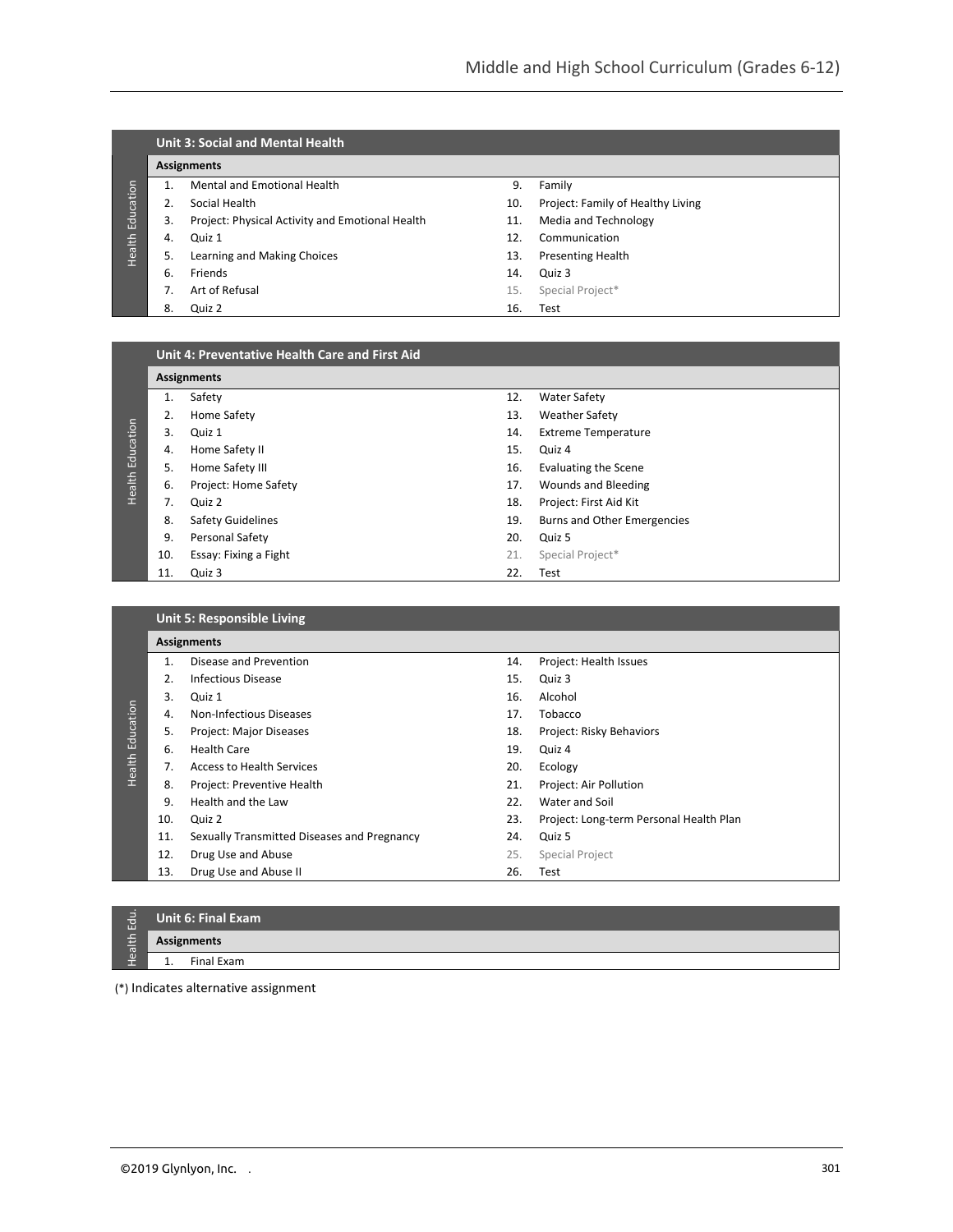## Unit 3: Social and Mental Health

**Assignments**

| | | | |
|---|---|---|---|
| 1. | Mental and Emotional Health | 9. | Family |
| 2. | Social Health | 10. | Project: Family of Healthy Living |
| 3. | Project: Physical Activity and Emotional Health | 11. | Media and Technology |
| 4. | Quiz 1 | 12. | Communication |
| 5. | Learning and Making Choices | 13. | Presenting Health |
| 6. | Friends | 14. | Quiz 3 |
| 7. | Art of Refusal | 15. | Special Project* |
| 8. | Quiz 2 | 16. | Test |

## Unit 4: Preventative Health Care and First Aid

**Assignments**

| | | | |
|---|---|---|---|
| 1. | Safety | 12. | Water Safety |
| 2. | Home Safety | 13. | Weather Safety |
| 3. | Quiz 1 | 14. | Extreme Temperature |
| 4. | Home Safety II | 15. | Quiz 4 |
| 5. | Home Safety III | 16. | Evaluating the Scene |
| 6. | Project: Home Safety | 17. | Wounds and Bleeding |
| 7. | Quiz 2 | 18. | Project: First Aid Kit |
| 8. | Safety Guidelines | 19. | Burns and Other Emergencies |
| 9. | Personal Safety | 20. | Quiz 5 |
| 10. | Essay: Fixing a Fight | 21. | Special Project* |
| 11. | Quiz 3 | 22. | Test |

## Unit 5: Responsible Living

**Assignments**

| | | | |
|---|---|---|---|
| 1. | Disease and Prevention | 14. | Project: Health Issues |
| 2. | Infectious Disease | 15. | Quiz 3 |
| 3. | Quiz 1 | 16. | Alcohol |
| 4. | Non-Infectious Diseases | 17. | Tobacco |
| 5. | Project: Major Diseases | 18. | Project: Risky Behaviors |
| 6. | Health Care | 19. | Quiz 4 |
| 7. | Access to Health Services | 20. | Ecology |
| 8. | Project: Preventive Health | 21. | Project: Air Pollution |
| 9. | Health and the Law | 22. | Water and Soil |
| 10. | Quiz 2 | 23. | Project: Long-term Personal Health Plan |
| 11. | Sexually Transmitted Diseases and Pregnancy | 24. | Quiz 5 |
| 12. | Drug Use and Abuse | 25. | Special Project |
| 13. | Drug Use and Abuse II | 26. | Test |

## Unit 6: Final Exam

**Assignments**

1. Final Exam

(*) Indicates alternative assignment